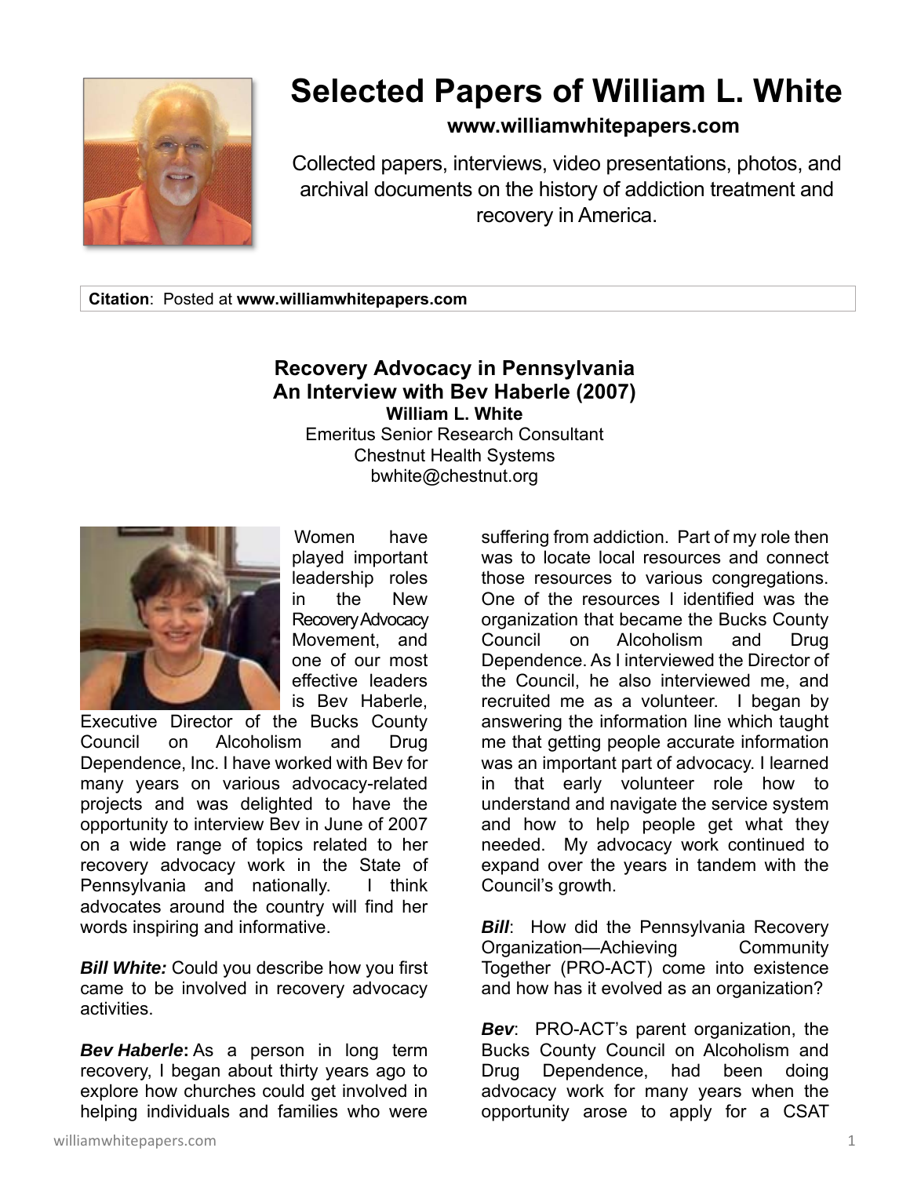# Selected Papers of William L. White

**www.williamwhitepapers.com**

Collected papers, interviews, video presentations, photos, and archival documents on the history of addiction treatment and recovery in America.

**Citation**: Posted at **www.williamwhitepapers.com**

## Recovery Advocacy in Pennsylvania
## An Interview with Bev Haberle (2007)

**William L. White**
Emeritus Senior Research Consultant
Chestnut Health Systems
bwhite@chestnut.org

Women have played important leadership roles in the New Recovery Advocacy Movement, and one of our most effective leaders is Bev Haberle, Executive Director of the Bucks County Council on Alcoholism and Drug Dependence, Inc. I have worked with Bev for many years on various advocacy-related projects and was delighted to have the opportunity to interview Bev in June of 2007 on a wide range of topics related to her recovery advocacy work in the State of Pennsylvania and nationally. I think advocates around the country will find her words inspiring and informative.

***Bill White:*** Could you describe how you first came to be involved in recovery advocacy activities.

***Bev Haberle*:** As a person in long term recovery, I began about thirty years ago to explore how churches could get involved in helping individuals and families who were suffering from addiction. Part of my role then was to locate local resources and connect those resources to various congregations. One of the resources I identified was the organization that became the Bucks County Council on Alcoholism and Drug Dependence. As I interviewed the Director of the Council, he also interviewed me, and recruited me as a volunteer. I began by answering the information line which taught me that getting people accurate information was an important part of advocacy. I learned in that early volunteer role how to understand and navigate the service system and how to help people get what they needed. My advocacy work continued to expand over the years in tandem with the Council's growth.

***Bill***: How did the Pennsylvania Recovery Organization—Achieving Community Together (PRO-ACT) come into existence and how has it evolved as an organization?

***Bev***: PRO-ACT's parent organization, the Bucks County Council on Alcoholism and Drug Dependence, had been doing advocacy work for many years when the opportunity arose to apply for a CSAT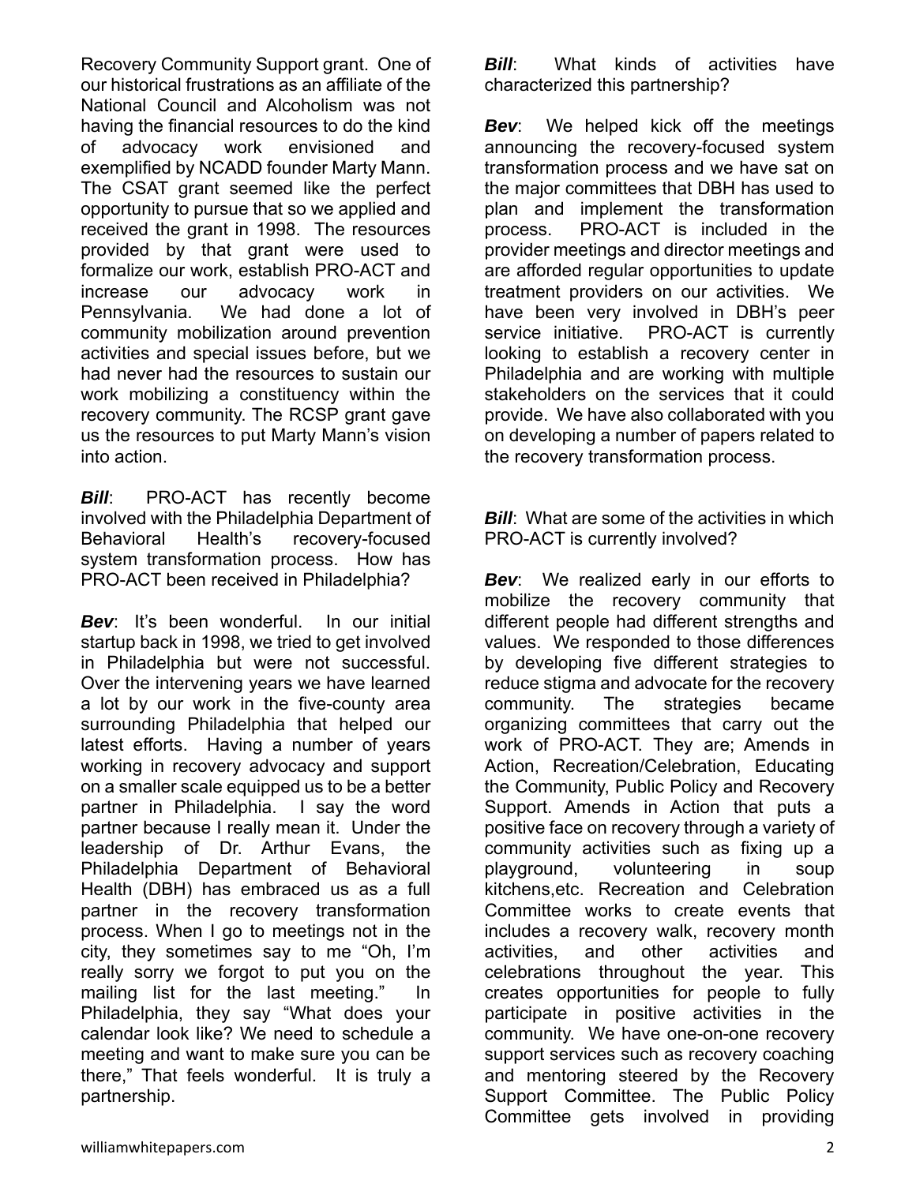Recovery Community Support grant. One of our historical frustrations as an affiliate of the National Council and Alcoholism was not having the financial resources to do the kind of advocacy work envisioned and exemplified by NCADD founder Marty Mann. The CSAT grant seemed like the perfect opportunity to pursue that so we applied and received the grant in 1998. The resources provided by that grant were used to formalize our work, establish PRO-ACT and increase our advocacy work in Pennsylvania. We had done a lot of community mobilization around prevention activities and special issues before, but we had never had the resources to sustain our work mobilizing a constituency within the recovery community. The RCSP grant gave us the resources to put Marty Mann's vision into action.

***Bill***: PRO-ACT has recently become involved with the Philadelphia Department of Behavioral Health's recovery-focused system transformation process. How has PRO-ACT been received in Philadelphia?

***Bev***: It's been wonderful. In our initial startup back in 1998, we tried to get involved in Philadelphia but were not successful. Over the intervening years we have learned a lot by our work in the five-county area surrounding Philadelphia that helped our latest efforts. Having a number of years working in recovery advocacy and support on a smaller scale equipped us to be a better partner in Philadelphia. I say the word partner because I really mean it. Under the leadership of Dr. Arthur Evans, the Philadelphia Department of Behavioral Health (DBH) has embraced us as a full partner in the recovery transformation process. When I go to meetings not in the city, they sometimes say to me "Oh, I'm really sorry we forgot to put you on the mailing list for the last meeting." In Philadelphia, they say "What does your calendar look like? We need to schedule a meeting and want to make sure you can be there," That feels wonderful. It is truly a partnership.

***Bill***: What kinds of activities have characterized this partnership?

***Bev***: We helped kick off the meetings announcing the recovery-focused system transformation process and we have sat on the major committees that DBH has used to plan and implement the transformation process. PRO-ACT is included in the provider meetings and director meetings and are afforded regular opportunities to update treatment providers on our activities. We have been very involved in DBH's peer service initiative. PRO-ACT is currently looking to establish a recovery center in Philadelphia and are working with multiple stakeholders on the services that it could provide. We have also collaborated with you on developing a number of papers related to the recovery transformation process.

***Bill***: What are some of the activities in which PRO-ACT is currently involved?

***Bev***: We realized early in our efforts to mobilize the recovery community that different people had different strengths and values. We responded to those differences by developing five different strategies to reduce stigma and advocate for the recovery community. The strategies became organizing committees that carry out the work of PRO-ACT. They are; Amends in Action, Recreation/Celebration, Educating the Community, Public Policy and Recovery Support. Amends in Action that puts a positive face on recovery through a variety of community activities such as fixing up a playground, volunteering in soup kitchens,etc. Recreation and Celebration Committee works to create events that includes a recovery walk, recovery month activities, and other activities and celebrations throughout the year. This creates opportunities for people to fully participate in positive activities in the community. We have one-on-one recovery support services such as recovery coaching and mentoring steered by the Recovery Support Committee. The Public Policy Committee gets involved in providing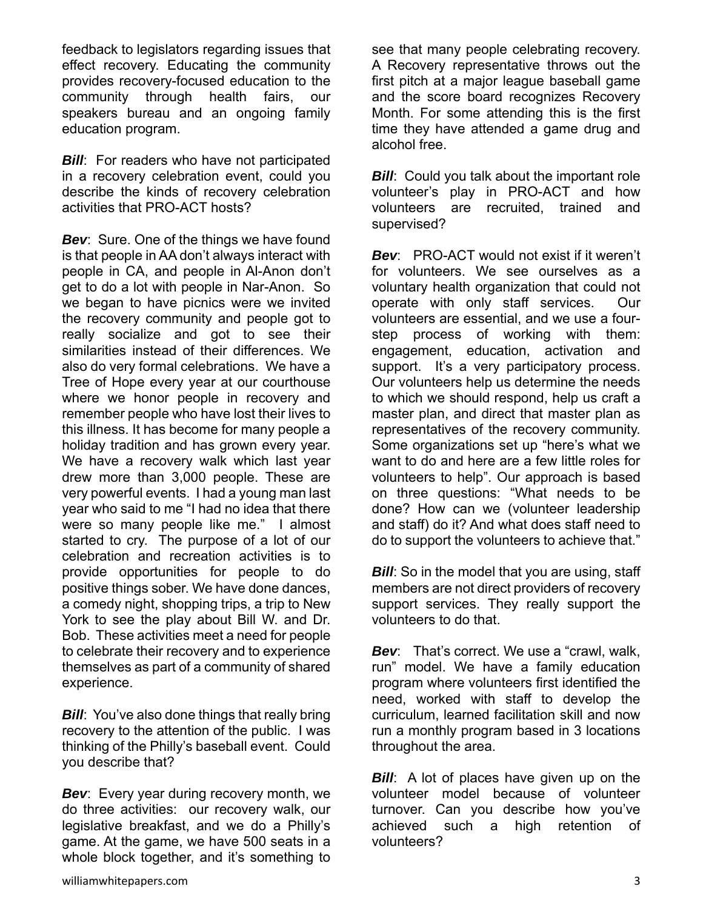feedback to legislators regarding issues that effect recovery. Educating the community provides recovery-focused education to the community through health fairs, our speakers bureau and an ongoing family education program.

***Bill***: For readers who have not participated in a recovery celebration event, could you describe the kinds of recovery celebration activities that PRO-ACT hosts?

***Bev***: Sure. One of the things we have found is that people in AA don't always interact with people in CA, and people in Al-Anon don't get to do a lot with people in Nar-Anon. So we began to have picnics were we invited the recovery community and people got to really socialize and got to see their similarities instead of their differences. We also do very formal celebrations. We have a Tree of Hope every year at our courthouse where we honor people in recovery and remember people who have lost their lives to this illness. It has become for many people a holiday tradition and has grown every year. We have a recovery walk which last year drew more than 3,000 people. These are very powerful events. I had a young man last year who said to me "I had no idea that there were so many people like me." I almost started to cry. The purpose of a lot of our celebration and recreation activities is to provide opportunities for people to do positive things sober. We have done dances, a comedy night, shopping trips, a trip to New York to see the play about Bill W. and Dr. Bob. These activities meet a need for people to celebrate their recovery and to experience themselves as part of a community of shared experience.

***Bill***: You've also done things that really bring recovery to the attention of the public. I was thinking of the Philly's baseball event. Could you describe that?

***Bev***: Every year during recovery month, we do three activities: our recovery walk, our legislative breakfast, and we do a Philly's game. At the game, we have 500 seats in a whole block together, and it's something to see that many people celebrating recovery. A Recovery representative throws out the first pitch at a major league baseball game and the score board recognizes Recovery Month. For some attending this is the first time they have attended a game drug and alcohol free.

***Bill***: Could you talk about the important role volunteer's play in PRO-ACT and how volunteers are recruited, trained and supervised?

***Bev***: PRO-ACT would not exist if it weren't for volunteers. We see ourselves as a voluntary health organization that could not operate with only staff services. Our volunteers are essential, and we use a four-step process of working with them: engagement, education, activation and support. It's a very participatory process. Our volunteers help us determine the needs to which we should respond, help us craft a master plan, and direct that master plan as representatives of the recovery community. Some organizations set up "here's what we want to do and here are a few little roles for volunteers to help". Our approach is based on three questions: "What needs to be done? How can we (volunteer leadership and staff) do it? And what does staff need to do to support the volunteers to achieve that."

***Bill***: So in the model that you are using, staff members are not direct providers of recovery support services. They really support the volunteers to do that.

***Bev***: That's correct. We use a "crawl, walk, run" model. We have a family education program where volunteers first identified the need, worked with staff to develop the curriculum, learned facilitation skill and now run a monthly program based in 3 locations throughout the area.

***Bill***: A lot of places have given up on the volunteer model because of volunteer turnover. Can you describe how you've achieved such a high retention of volunteers?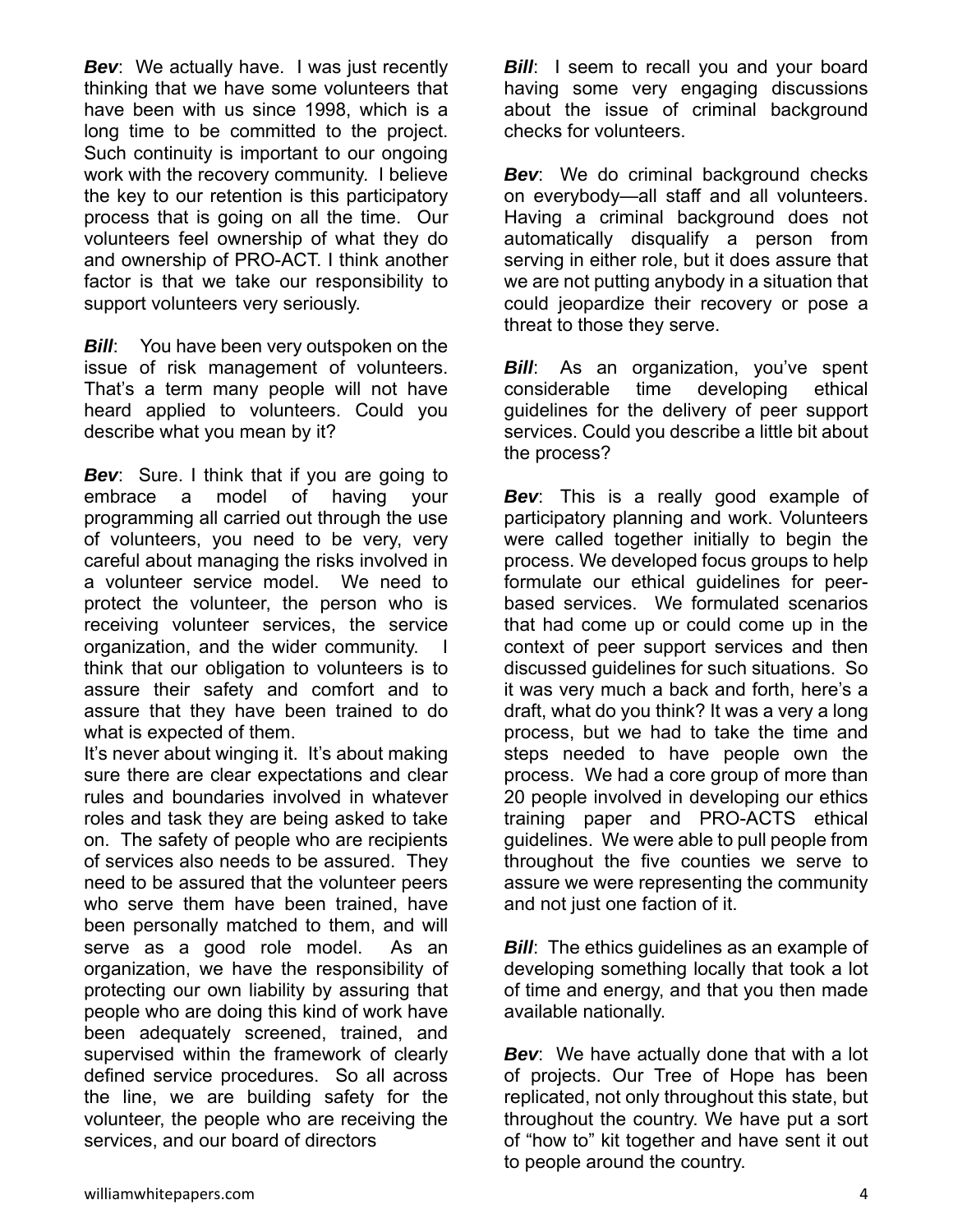***Bev***: We actually have. I was just recently thinking that we have some volunteers that have been with us since 1998, which is a long time to be committed to the project. Such continuity is important to our ongoing work with the recovery community. I believe the key to our retention is this participatory process that is going on all the time. Our volunteers feel ownership of what they do and ownership of PRO-ACT. I think another factor is that we take our responsibility to support volunteers very seriously.

***Bill***: You have been very outspoken on the issue of risk management of volunteers. That's a term many people will not have heard applied to volunteers. Could you describe what you mean by it?

***Bev***: Sure. I think that if you are going to embrace a model of having your programming all carried out through the use of volunteers, you need to be very, very careful about managing the risks involved in a volunteer service model. We need to protect the volunteer, the person who is receiving volunteer services, the service organization, and the wider community. I think that our obligation to volunteers is to assure their safety and comfort and to assure that they have been trained to do what is expected of them.

It's never about winging it. It's about making sure there are clear expectations and clear rules and boundaries involved in whatever roles and task they are being asked to take on. The safety of people who are recipients of services also needs to be assured. They need to be assured that the volunteer peers who serve them have been trained, have been personally matched to them, and will serve as a good role model. As an organization, we have the responsibility of protecting our own liability by assuring that people who are doing this kind of work have been adequately screened, trained, and supervised within the framework of clearly defined service procedures. So all across the line, we are building safety for the volunteer, the people who are receiving the services, and our board of directors

***Bill***: I seem to recall you and your board having some very engaging discussions about the issue of criminal background checks for volunteers.

***Bev***: We do criminal background checks on everybody—all staff and all volunteers. Having a criminal background does not automatically disqualify a person from serving in either role, but it does assure that we are not putting anybody in a situation that could jeopardize their recovery or pose a threat to those they serve.

***Bill***: As an organization, you've spent considerable time developing ethical guidelines for the delivery of peer support services. Could you describe a little bit about the process?

***Bev***: This is a really good example of participatory planning and work. Volunteers were called together initially to begin the process. We developed focus groups to help formulate our ethical guidelines for peer-based services. We formulated scenarios that had come up or could come up in the context of peer support services and then discussed guidelines for such situations. So it was very much a back and forth, here's a draft, what do you think? It was a very a long process, but we had to take the time and steps needed to have people own the process. We had a core group of more than 20 people involved in developing our ethics training paper and PRO-ACTS ethical guidelines. We were able to pull people from throughout the five counties we serve to assure we were representing the community and not just one faction of it.

***Bill***: The ethics guidelines as an example of developing something locally that took a lot of time and energy, and that you then made available nationally.

***Bev***: We have actually done that with a lot of projects. Our Tree of Hope has been replicated, not only throughout this state, but throughout the country. We have put a sort of "how to" kit together and have sent it out to people around the country.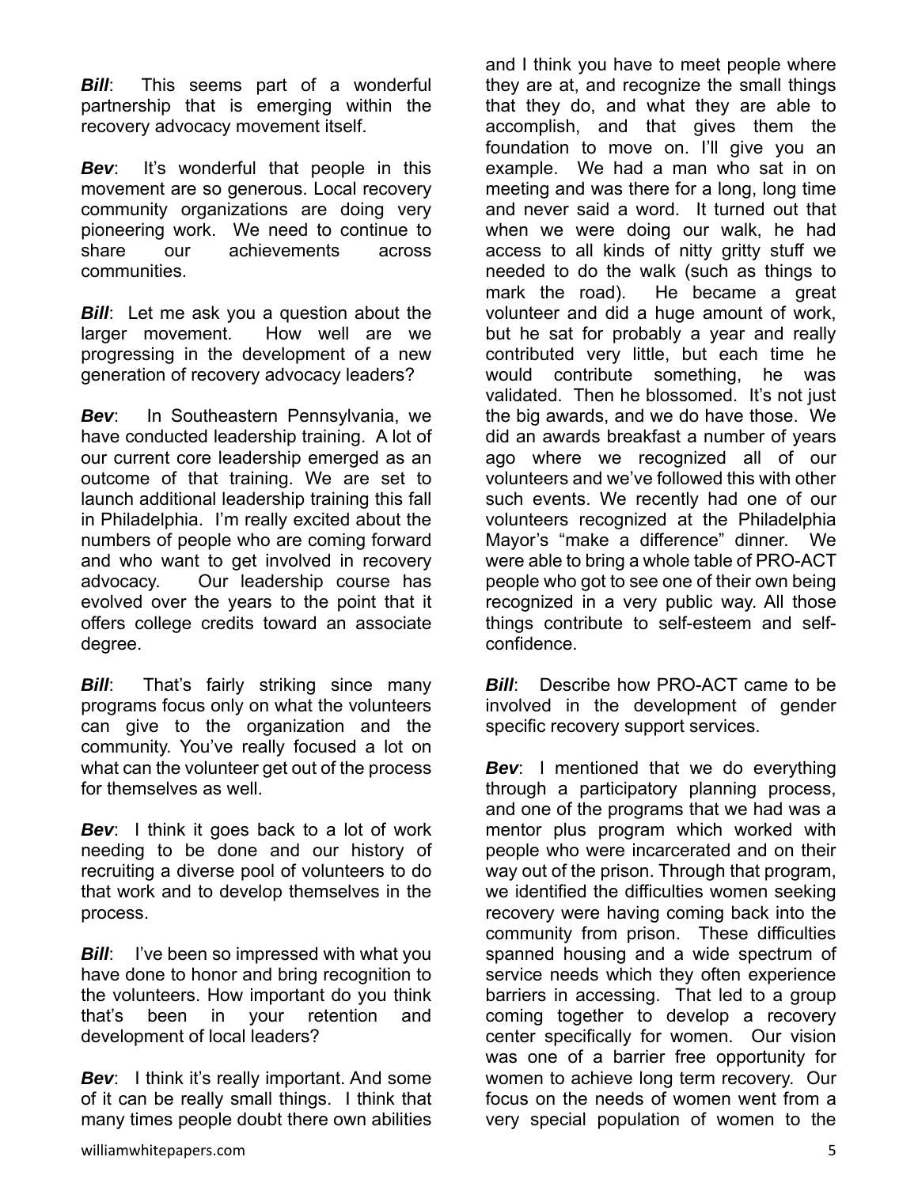***Bill***: This seems part of a wonderful partnership that is emerging within the recovery advocacy movement itself.

***Bev***: It's wonderful that people in this movement are so generous. Local recovery community organizations are doing very pioneering work. We need to continue to share our achievements across communities.

***Bill***: Let me ask you a question about the larger movement. How well are we progressing in the development of a new generation of recovery advocacy leaders?

***Bev***: In Southeastern Pennsylvania, we have conducted leadership training. A lot of our current core leadership emerged as an outcome of that training. We are set to launch additional leadership training this fall in Philadelphia. I'm really excited about the numbers of people who are coming forward and who want to get involved in recovery advocacy. Our leadership course has evolved over the years to the point that it offers college credits toward an associate degree.

***Bill***: That's fairly striking since many programs focus only on what the volunteers can give to the organization and the community. You've really focused a lot on what can the volunteer get out of the process for themselves as well.

***Bev***: I think it goes back to a lot of work needing to be done and our history of recruiting a diverse pool of volunteers to do that work and to develop themselves in the process.

***Bill***: I've been so impressed with what you have done to honor and bring recognition to the volunteers. How important do you think that's been in your retention and development of local leaders?

***Bev***: I think it's really important. And some of it can be really small things. I think that many times people doubt there own abilities and I think you have to meet people where they are at, and recognize the small things that they do, and what they are able to accomplish, and that gives them the foundation to move on. I'll give you an example. We had a man who sat in on meeting and was there for a long, long time and never said a word. It turned out that when we were doing our walk, he had access to all kinds of nitty gritty stuff we needed to do the walk (such as things to mark the road). He became a great volunteer and did a huge amount of work, but he sat for probably a year and really contributed very little, but each time he would contribute something, he was validated. Then he blossomed. It's not just the big awards, and we do have those. We did an awards breakfast a number of years ago where we recognized all of our volunteers and we've followed this with other such events. We recently had one of our volunteers recognized at the Philadelphia Mayor's "make a difference" dinner. We were able to bring a whole table of PRO-ACT people who got to see one of their own being recognized in a very public way. All those things contribute to self-esteem and self-confidence.

***Bill***: Describe how PRO-ACT came to be involved in the development of gender specific recovery support services.

***Bev***: I mentioned that we do everything through a participatory planning process, and one of the programs that we had was a mentor plus program which worked with people who were incarcerated and on their way out of the prison. Through that program, we identified the difficulties women seeking recovery were having coming back into the community from prison. These difficulties spanned housing and a wide spectrum of service needs which they often experience barriers in accessing. That led to a group coming together to develop a recovery center specifically for women. Our vision was one of a barrier free opportunity for women to achieve long term recovery. Our focus on the needs of women went from a very special population of women to the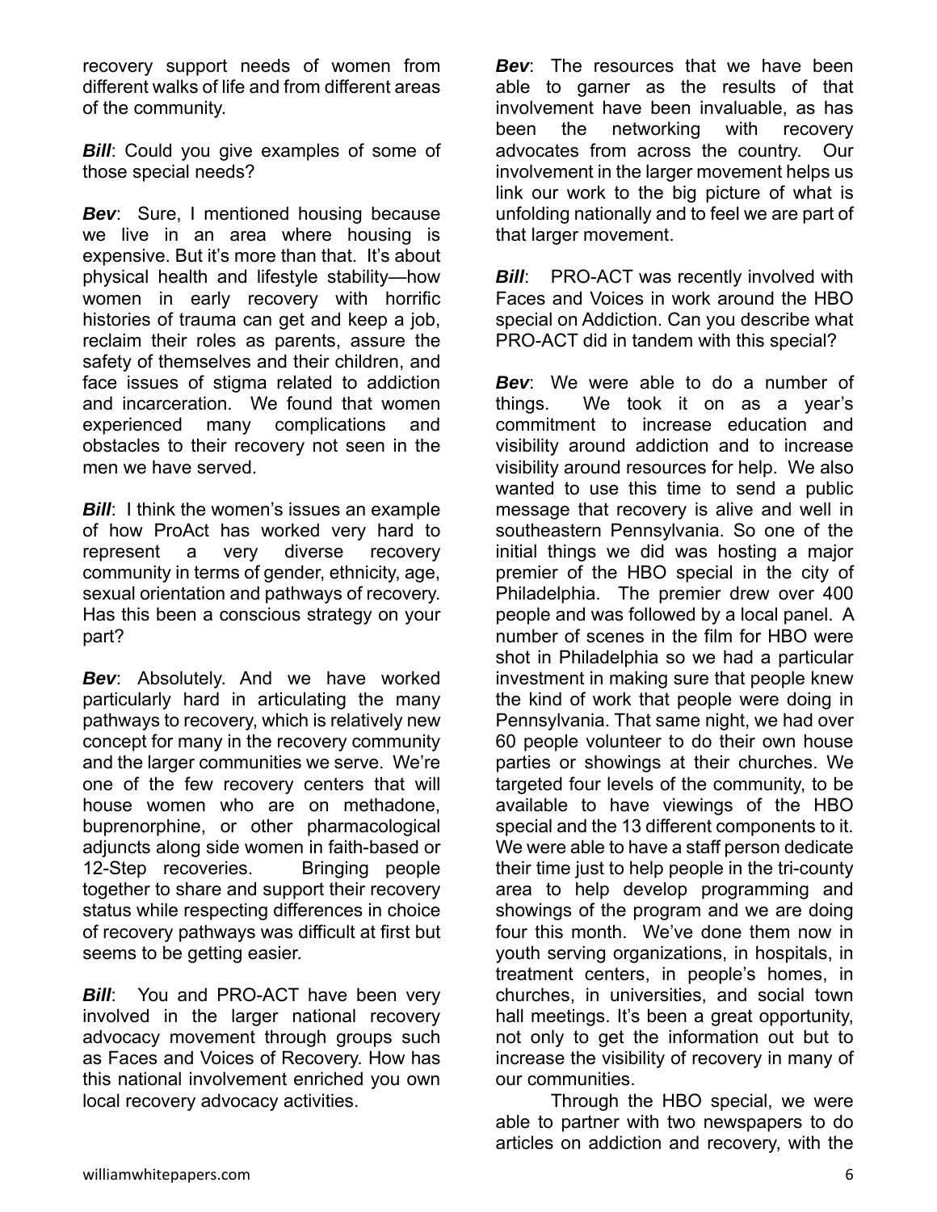recovery support needs of women from different walks of life and from different areas of the community.

***Bill***: Could you give examples of some of those special needs?

***Bev***: Sure, I mentioned housing because we live in an area where housing is expensive. But it's more than that. It's about physical health and lifestyle stability—how women in early recovery with horrific histories of trauma can get and keep a job, reclaim their roles as parents, assure the safety of themselves and their children, and face issues of stigma related to addiction and incarceration. We found that women experienced many complications and obstacles to their recovery not seen in the men we have served.

***Bill***: I think the women's issues an example of how ProAct has worked very hard to represent a very diverse recovery community in terms of gender, ethnicity, age, sexual orientation and pathways of recovery. Has this been a conscious strategy on your part?

***Bev***: Absolutely. And we have worked particularly hard in articulating the many pathways to recovery, which is relatively new concept for many in the recovery community and the larger communities we serve. We're one of the few recovery centers that will house women who are on methadone, buprenorphine, or other pharmacological adjuncts along side women in faith-based or 12-Step recoveries. Bringing people together to share and support their recovery status while respecting differences in choice of recovery pathways was difficult at first but seems to be getting easier.

***Bill***: You and PRO-ACT have been very involved in the larger national recovery advocacy movement through groups such as Faces and Voices of Recovery. How has this national involvement enriched you own local recovery advocacy activities.

***Bev***: The resources that we have been able to garner as the results of that involvement have been invaluable, as has been the networking with recovery advocates from across the country. Our involvement in the larger movement helps us link our work to the big picture of what is unfolding nationally and to feel we are part of that larger movement.

***Bill***: PRO-ACT was recently involved with Faces and Voices in work around the HBO special on Addiction. Can you describe what PRO-ACT did in tandem with this special?

***Bev***: We were able to do a number of things. We took it on as a year's commitment to increase education and visibility around addiction and to increase visibility around resources for help. We also wanted to use this time to send a public message that recovery is alive and well in southeastern Pennsylvania. So one of the initial things we did was hosting a major premier of the HBO special in the city of Philadelphia. The premier drew over 400 people and was followed by a local panel. A number of scenes in the film for HBO were shot in Philadelphia so we had a particular investment in making sure that people knew the kind of work that people were doing in Pennsylvania. That same night, we had over 60 people volunteer to do their own house parties or showings at their churches. We targeted four levels of the community, to be available to have viewings of the HBO special and the 13 different components to it. We were able to have a staff person dedicate their time just to help people in the tri-county area to help develop programming and showings of the program and we are doing four this month. We've done them now in youth serving organizations, in hospitals, in treatment centers, in people's homes, in churches, in universities, and social town hall meetings. It's been a great opportunity, not only to get the information out but to increase the visibility of recovery in many of our communities.

Through the HBO special, we were able to partner with two newspapers to do articles on addiction and recovery, with the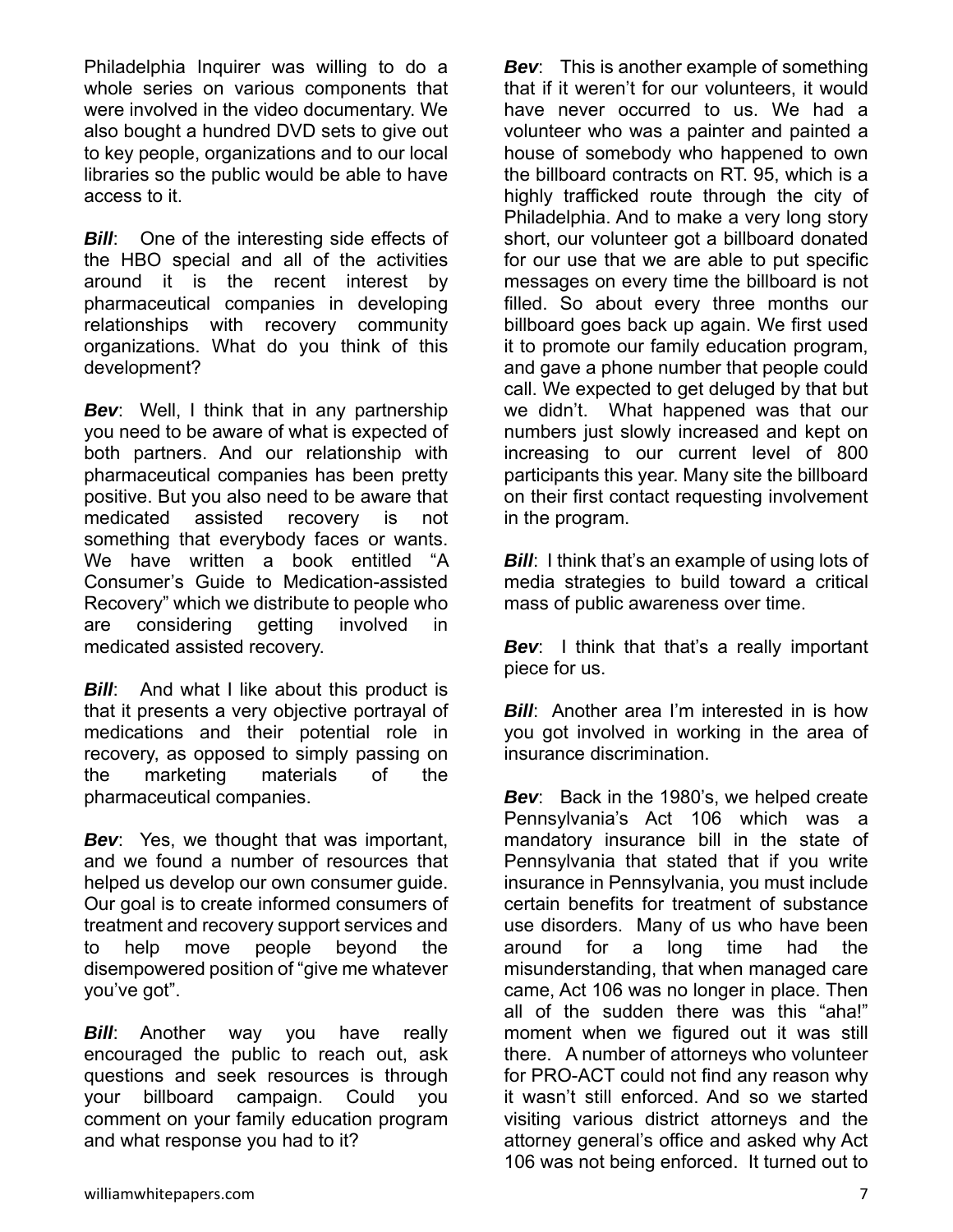Philadelphia Inquirer was willing to do a whole series on various components that were involved in the video documentary. We also bought a hundred DVD sets to give out to key people, organizations and to our local libraries so the public would be able to have access to it.

***Bill***: One of the interesting side effects of the HBO special and all of the activities around it is the recent interest by pharmaceutical companies in developing relationships with recovery community organizations. What do you think of this development?

***Bev***: Well, I think that in any partnership you need to be aware of what is expected of both partners. And our relationship with pharmaceutical companies has been pretty positive. But you also need to be aware that medicated assisted recovery is not something that everybody faces or wants. We have written a book entitled "A Consumer's Guide to Medication-assisted Recovery" which we distribute to people who are considering getting involved in medicated assisted recovery.

***Bill***: And what I like about this product is that it presents a very objective portrayal of medications and their potential role in recovery, as opposed to simply passing on the marketing materials of the pharmaceutical companies.

***Bev***: Yes, we thought that was important, and we found a number of resources that helped us develop our own consumer guide. Our goal is to create informed consumers of treatment and recovery support services and to help move people beyond the disempowered position of "give me whatever you've got".

***Bill***: Another way you have really encouraged the public to reach out, ask questions and seek resources is through your billboard campaign. Could you comment on your family education program and what response you had to it?

***Bev***: This is another example of something that if it weren't for our volunteers, it would have never occurred to us. We had a volunteer who was a painter and painted a house of somebody who happened to own the billboard contracts on RT. 95, which is a highly trafficked route through the city of Philadelphia. And to make a very long story short, our volunteer got a billboard donated for our use that we are able to put specific messages on every time the billboard is not filled. So about every three months our billboard goes back up again. We first used it to promote our family education program, and gave a phone number that people could call. We expected to get deluged by that but we didn't. What happened was that our numbers just slowly increased and kept on increasing to our current level of 800 participants this year. Many site the billboard on their first contact requesting involvement in the program.

***Bill***: I think that's an example of using lots of media strategies to build toward a critical mass of public awareness over time.

***Bev***: I think that that's a really important piece for us.

***Bill***: Another area I'm interested in is how you got involved in working in the area of insurance discrimination.

***Bev***: Back in the 1980's, we helped create Pennsylvania's Act 106 which was a mandatory insurance bill in the state of Pennsylvania that stated that if you write insurance in Pennsylvania, you must include certain benefits for treatment of substance use disorders. Many of us who have been around for a long time had the misunderstanding, that when managed care came, Act 106 was no longer in place. Then all of the sudden there was this "aha!" moment when we figured out it was still there. A number of attorneys who volunteer for PRO-ACT could not find any reason why it wasn't still enforced. And so we started visiting various district attorneys and the attorney general's office and asked why Act 106 was not being enforced. It turned out to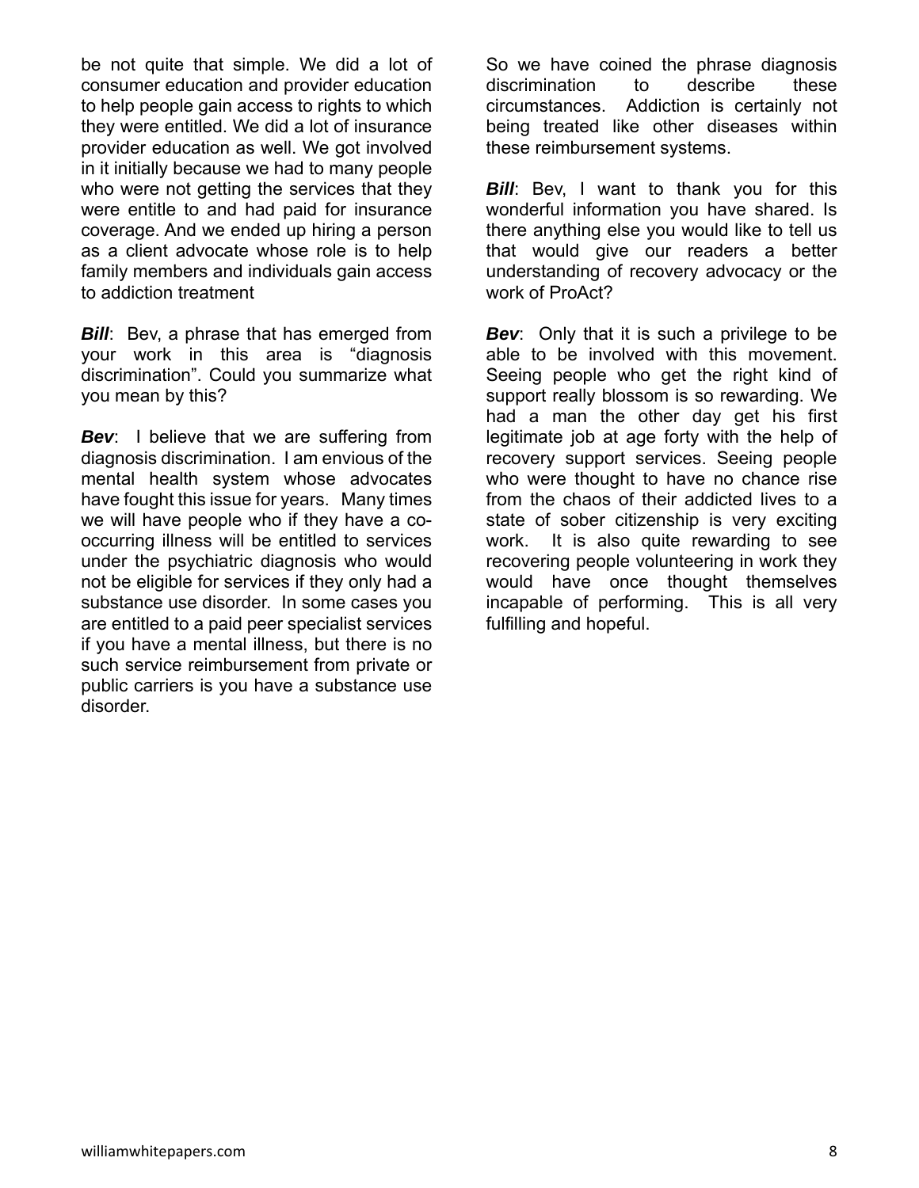be not quite that simple. We did a lot of consumer education and provider education to help people gain access to rights to which they were entitled. We did a lot of insurance provider education as well. We got involved in it initially because we had to many people who were not getting the services that they were entitle to and had paid for insurance coverage. And we ended up hiring a person as a client advocate whose role is to help family members and individuals gain access to addiction treatment

***Bill***: Bev, a phrase that has emerged from your work in this area is "diagnosis discrimination". Could you summarize what you mean by this?

***Bev***: I believe that we are suffering from diagnosis discrimination. I am envious of the mental health system whose advocates have fought this issue for years. Many times we will have people who if they have a co-occurring illness will be entitled to services under the psychiatric diagnosis who would not be eligible for services if they only had a substance use disorder. In some cases you are entitled to a paid peer specialist services if you have a mental illness, but there is no such service reimbursement from private or public carriers is you have a substance use disorder.

So we have coined the phrase diagnosis discrimination to describe these circumstances. Addiction is certainly not being treated like other diseases within these reimbursement systems.

***Bill***: Bev, I want to thank you for this wonderful information you have shared. Is there anything else you would like to tell us that would give our readers a better understanding of recovery advocacy or the work of ProAct?

***Bev***: Only that it is such a privilege to be able to be involved with this movement. Seeing people who get the right kind of support really blossom is so rewarding. We had a man the other day get his first legitimate job at age forty with the help of recovery support services. Seeing people who were thought to have no chance rise from the chaos of their addicted lives to a state of sober citizenship is very exciting work. It is also quite rewarding to see recovering people volunteering in work they would have once thought themselves incapable of performing. This is all very fulfilling and hopeful.